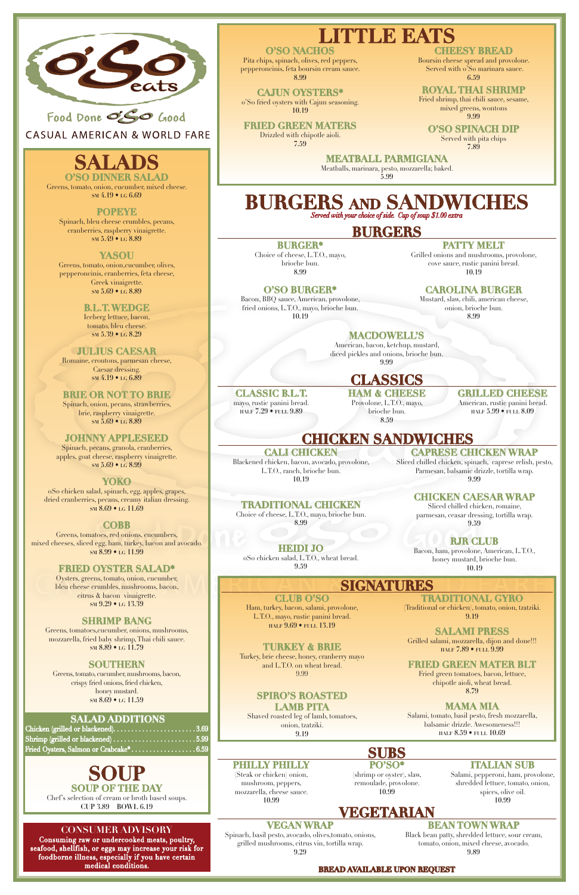# O'So eats

Food Done O'So Good

CASUAL AMERICAN & WORLD FARE

## SALADS

### O'SO DINNER SALAD
Greens, tomato, onion, cucumber, mixed cheese.
SM 4.19 • LG 6.69

### POPEYE
Spinach, bleu cheese crumbles, pecans, cranberries, raspberry vinaigrette.
SM 5.49 • LG 8.89

### YASOU
Greens, tomato, onion,cucumber, olives, pepperoncinis, cranberries, feta cheese, Greek vinaigrette.
SM 5.69 • LG 8.89

### B.L.T. WEDGE
Iceberg lettuce, bacon, tomato, bleu cheese.
SM 5.39 • LG 8.29

### JULIUS CAESAR
Romaine, croutons, parmesan cheese, Caesar dressing.
SM 4.19 • LG 6.89

### BRIE OR NOT TO BRIE
Spinach, onion, pecans, strawberries, brie, raspberry vinaigrette.
SM 5.69 • LG 8.89

### JOHNNY APPLESEED
Spinach, pecans, granola, cranberries, apples, goat cheese, raspberry vinaigrette.
SM 5.69 • LG 8.99

### YOKO
oSo chicken salad, spinach, egg, apples, grapes, dried cranberries, pecans, creamy italian dressing.
SM 8.69 • LG 11.69

### COBB
Greens, tomatoes, red onions, cucumbers, mixed cheeses, sliced egg, ham, turkey, bacon and avocado.
SM 8.99 • LG 11.99

### FRIED OYSTER SALAD*
Oysters, greens, tomato, onion, cucumber, bleu cheese crumbles, mushrooms, bacon, citrus & bacon vinaigrette.
SM 9.29 • LG 13.39

### SHRIMP BANG
Greens, tomatoes,cucumber, onions, mushrooms, mozzarella, fried baby shrimp, Thai chili sauce.
SM 8.89 • LG 11.79

### SOUTHERN
Greens, tomato, cucumber, mushrooms, bacon, crispy fried onions, fried chicken, honey mustard.
SM 8.69 • LG 11.59

### SALAD ADDITIONS
Chicken (grilled or blackened)....................... 3.69
Shrimp (grilled or blackened)....................... 5.99
Fried Oysters, Salmon or Crabcake*.................. 6.59

## SOUP

### SOUP OF THE DAY
Chef's selection of cream or broth based soups.
CUP 3.89 BOWL 6.19

### CONSUMER ADVISORY
**Consuming raw or undercooked meats, poultry, seafood, shellfish, or eggs may increase your risk for foodborne illness, especially if you have certain medical conditions.**

## LITTLE EATS

### O'SO NACHOS
Pita chips, spinach, olives, red peppers, pepperoncinis, feta boursin cream sauce.
8.99

### CAJUN OYSTERS*
o'So fried oysters with Cajun seasoning.
10.19

### FRIED GREEN MATERS
Drizzled with chipotle aioli.
7.59

### CHEESY BREAD
Boursin cheese spread and provolone. Served with o'So marinara sauce.
6.59

### ROYAL THAI SHRIMP
Fried shrimp, thai chili sauce, sesame, mixed greens, wontons
9.99

### O'SO SPINACH DIP
Served with pita chips
7.89

### MEATBALL PARMIGIANA
Meatballs, marinara, pesto, mozzarella; baked.
5.99

## BURGERS AND SANDWICHES
*Served with your choice of side. Cup of soup $1.00 extra*

### BURGERS

#### BURGER*
Choice of cheese, L.T.O., mayo, brioche bun.
8.99

#### O'SO BURGER*
Bacon, BBQ sauce, American, provolone, fried onions, L.T.O., mayo, brioche bun.
10.19

#### PATTY MELT
Grilled onions and mushrooms, provolone, cove sauce, rustic panini bread.
10.19

#### CAROLINA BURGER
Mustard, slaw, chili, american cheese, onion, brioche bun.
8.99

#### MACDOWELL'S
American, bacon, ketchup, mustard, diced pickles and onions, brioche bun.
9.99

### CLASSICS

#### CLASSIC B.L.T.
mayo, rustic panini bread.
HALF 7.29 • FULL 9.89

#### HAM & CHEESE
Provolone, L.T.O., mayo, brioche bun.
8.59

#### GRILLED CHEESE
American, rustic panini bread.
HALF 5.99 • FULL 8.09

### CHICKEN SANDWICHES

#### CALI CHICKEN
Blackened chicken, bacon, avocado, provolone, L.T.O., ranch, brioche bun.
10.19

#### TRADITIONAL CHICKEN
Choice of cheese, L.T.O., mayo, brioche bun.
8.99

#### HEIDI JO
oSo chicken salad, L.T.O., wheat bread.
9.59

#### CAPRESE CHICKEN WRAP
Sliced chilled chicken, spinach, caprese relish, pesto, Parmesan, balsamic drizzle, tortilla wrap.
9.99

#### CHICKEN CAESAR WRAP
Sliced chilled chicken, romaine, parmesan, ceasar dressing, tortilla wrap.
9.59

#### RJR CLUB
Bacon, ham, provolone, American, L.T.O., honey mustard, brioche bun.
10.19

### SIGNATURES

#### CLUB O'SO
Ham, turkey, bacon, salami, provolone, L.T.O., mayo, rustic panini bread.
HALF 9.69 • FULL 13.19

#### TURKEY & BRIE
Turkey, brie cheese, honey, cranberry mayo and L.T.O. on wheat bread.
9.99

#### SPIRO'S ROASTED LAMB PITA
Shaved roasted leg of lamb, tomatoes, onion, tzatziki.
9.19

#### TRADITIONAL GYRO
(Traditional or chicken), tomato, onion, tzatziki.
9.19

#### SALAMI PRESS
Grilled salami, mozzarella, dijon and done!!!
HALF 7.89 • FULL 9.99

#### FRIED GREEN MATER BLT
Fried green tomatoes, bacon, lettuce, chipotle aioli, wheat bread.
8.79

#### MAMA MIA
Salami, tomato, basil pesto, fresh mozzarella, balsamic drizzle. Awesomeness!!!
HALF 8.59 • FULL 10.69

### SUBS

#### PHILLY PHILLY
(Steak or chicken) onion, mushroom, peppers, mozzarella, cheese sauce.
10.99

#### PO'SO*
(shrimp or oyster), slaw, remoulade, provolone.
10.99

#### ITALIAN SUB
Salami, pepperoni, ham, provolone, shredded lettuce, tomato, onion, spices, olive oil.
10.99

### VEGETARIAN

#### VEGAN WRAP
Spinach, basil pesto, avocado, olives,tomato, onions, grilled mushrooms, citrus vin, tortilla wrap.
9.29

#### BEAN TOWN WRAP
Black bean patty, shredded lettuce, sour cream, tomato, onion, mixed cheese, avocado.
9.89

**BREAD AVAILABLE UPON REQUEST**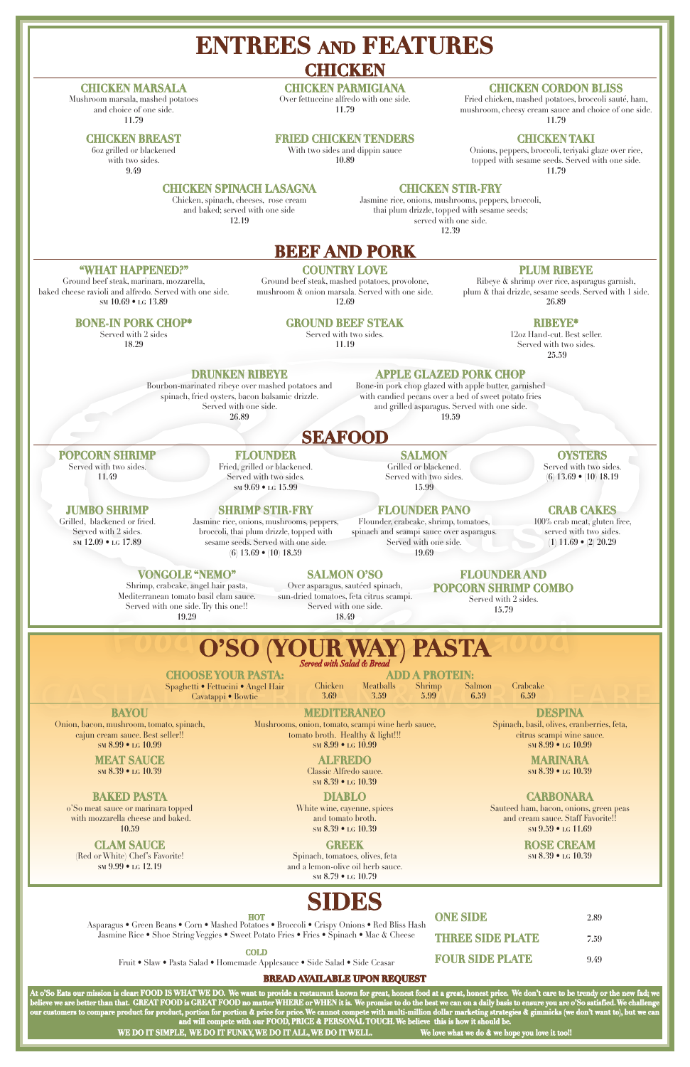# ENTREES AND FEATURES

## CHICKEN

### CHICKEN MARSALA
Mushroom marsala, mashed potatoes and choice of one side.
11.79

### CHICKEN PARMIGIANA
Over fettuccine alfredo with one side.
11.79

### CHICKEN CORDON BLISS
Fried chicken, mashed potatoes, broccoli sauté, ham, mushroom, cheesy cream sauce and choice of one side.
11.79

### CHICKEN BREAST
6oz grilled or blackened with two sides.
9.49

### FRIED CHICKEN TENDERS
With two sides and dippin sauce
10.89

### CHICKEN TAKI
Onions, peppers, broccoli, teriyaki glaze over rice, topped with sesame seeds. Served with one side.
11.79

### CHICKEN SPINACH LASAGNA
Chicken, spinach, cheeses, rose cream and baked; served with one side
12.19

### CHICKEN STIR-FRY
Jasmine rice, onions, mushrooms, peppers, broccoli, thai plum drizzle, topped with sesame seeds; served with one side.
12.39

## BEEF AND PORK

### "WHAT HAPPENED?"
Ground beef steak, marinara, mozzarella, baked cheese ravioli and alfredo. Served with one side.
SM 10.69 • LG 13.89

### COUNTRY LOVE
Ground beef steak, mashed potatoes, provolone, mushroom & onion marsala. Served with one side.
12.69

### PLUM RIBEYE
Ribeye & shrimp over rice, asparagus garnish, plum & thai drizzle, sesame seeds. Served with 1 side.
26.89

### BONE-IN PORK CHOP*
Served with 2 sides
18.29

### GROUND BEEF STEAK
Served with two sides.
11.19

### RIBEYE*
12oz Hand-cut. Best seller. Served with two sides.
25.59

### DRUNKEN RIBEYE
Bourbon-marinated ribeye over mashed potatoes and spinach, fried oysters, bacon balsamic drizzle. Served with one side.
26.89

### APPLE GLAZED PORK CHOP
Bone-in pork chop glazed with apple butter, garnished with candied pecans over a bed of sweet potato fries and grilled asparagus. Served with one side.
19.59

## SEAFOOD

### POPCORN SHRIMP
Served with two sides.
11.49

### FLOUNDER
Fried, grilled or blackened. Served with two sides.
SM 9.69 • LG 15.99

### SALMON
Grilled or blackened. Served with two sides.
15.99

### OYSTERS
Served with two sides.
(6) 13.69 • (10) 18.19

### JUMBO SHRIMP
Grilled, blackened or fried. Served with 2 sides.
SM 12.09 • LG 17.89

### SHRIMP STIR-FRY
Jasmine rice, onions, mushrooms, peppers, broccoli, thai plum drizzle, topped with sesame seeds. Served with one side.
(6) 13.69 • (10) 18.59

### FLOUNDER PANO
Flounder, crabcake, shrimp, tomatoes, spinach and scampi sauce over asparagus. Served with one side.
19.69

### CRAB CAKES
100% crab meat, gluten free, served with two sides.
(1) 11.69 • (2) 20.29

### VONGOLE "NEMO"
Shrimp, crabcake, angel hair pasta, Mediterranean tomato basil clam sauce. Served with one side. Try this one!!
19.29

### SALMON O'SO
Over asparagus, sautéed spinach, sun-dried tomatoes, feta citrus scampi. Served with one side.
18.49

### FLOUNDER AND POPCORN SHRIMP COMBO
Served with 2 sides.
15.79

# O'SO (YOUR WAY) PASTA

*Served with Salad & Bread*

### CHOOSE YOUR PASTA:
Spaghetti • Fettucini • Angel Hair
Cavatappi • Bowtie

### ADD A PROTEIN:

| Chicken | Meatballs | Shrimp | Salmon | Crabcake |
|---|---|---|---|---|
| 3.69 | 3.59 | 5.99 | 6.59 | 6.59 |

### BAYOU
Onion, bacon, mushroom, tomato, spinach, cajun cream sauce. Best seller!!
SM 8.99 • LG 10.99

### MEDITERANEO
Mushrooms, onion, tomato, scampi wine herb sauce, tomato broth. Healthy & light!!!
SM 8.99 • LG 10.99

### DESPINA
Spinach, basil, olives, cranberries, feta, citrus scampi wine sauce.
SM 8.99 • LG 10.99

### MEAT SAUCE
SM 8.39 • LG 10.39

### ALFREDO
Classic Alfredo sauce.
SM 8.39 • LG 10.39

### MARINARA
SM 8.39 • LG 10.39

### BAKED PASTA
o'So meat sauce or marinara topped with mozzarella cheese and baked.
10.59

### DIABLO
White wine, cayenne, spices and tomato broth.
SM 8.39 • LG 10.39

### CARBONARA
Sauteed ham, bacon, onions, green peas and cream sauce. Staff Favorite!!
SM 9.59 • LG 11.69

### CLAM SAUCE
(Red or White) Chef's Favorite!
SM 9.99 • LG 12.19

### GREEK
Spinach, tomatoes, olives, feta and a lemon-olive oil herb sauce.
SM 8.79 • LG 10.79

### ROSE CREAM
SM 8.39 • LG 10.39

# SIDES

**HOT**
Asparagus • Green Beans • Corn • Mashed Potatoes • Broccoli • Crispy Onions • Red Bliss Hash
Jasmine Rice • Shoe String Veggies • Sweet Potato Fries • Fries • Spinach • Mac & Cheese

**COLD**
Fruit • Slaw • Pasta Salad • Homemade Applesauce • Side Salad • Side Ceasar

| | |
|---|---|
| ONE SIDE | 2.89 |
| THREE SIDE PLATE | 7.59 |
| FOUR SIDE PLATE | 9.49 |

**BREAD AVAILABLE UPON REQUEST**

**At o'So Eats our mission is clear: FOOD IS WHAT WE DO. We want to provide a restaurant known for great, honest food at a great, honest price. We don't care to be trendy or the new fad; we believe we are better than that. GREAT FOOD is GREAT FOOD no matter WHERE or WHEN it is. We promise to do the best we can on a daily basis to ensure you are o'So satisfied. We challenge our customers to compare product for product, portion for portion & price for price. We cannot compete with multi-million dollar marketing strategies & gimmicks (we don't want to), but we can and will compete with our FOOD, PRICE & PERSONAL TOUCH. We believe this is how it should be.**

**WE DO IT SIMPLE, WE DO IT FUNKY, WE DO IT ALL, WE DO IT WELL.** **We love what we do & we hope you love it too!!**